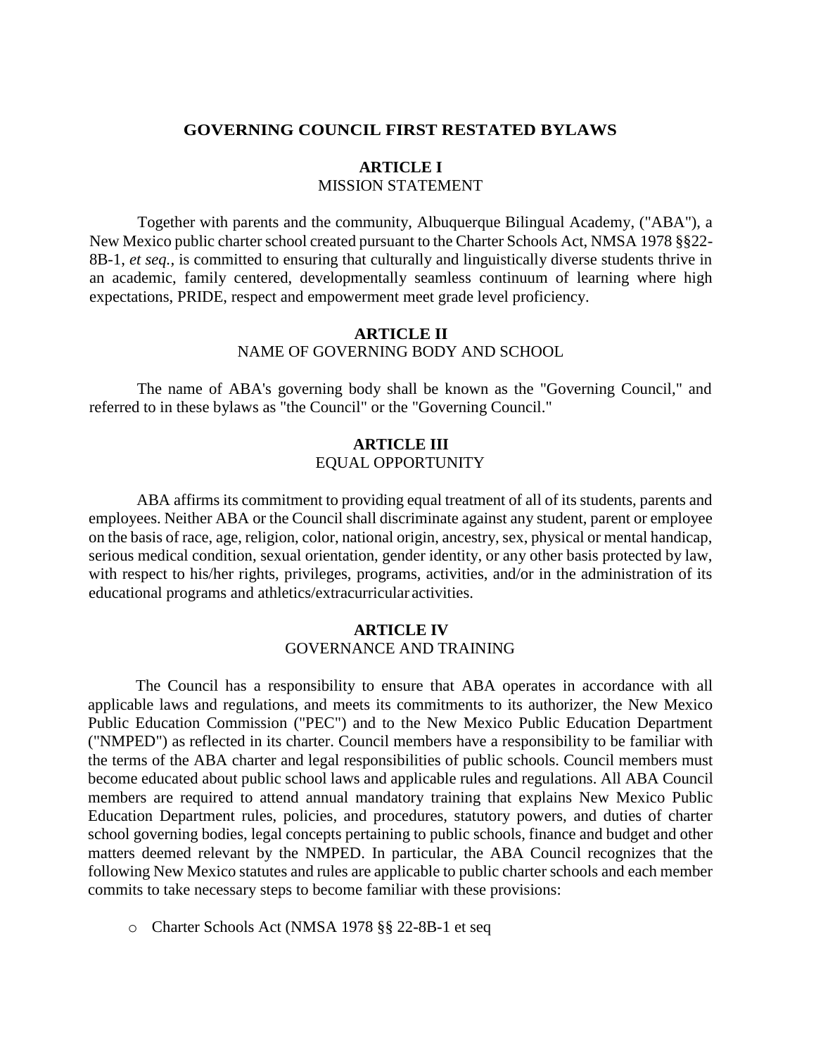# GOVERNING COUNCIL FIRST RESTATED BYLAWS

## ARTICLE I
MISSION STATEMENT

Together with parents and the community, Albuquerque Bilingual Academy, ("ABA"), a New Mexico public charter school created pursuant to the Charter Schools Act, NMSA 1978 §§22-8B-1, *et seq.*, is committed to ensuring that culturally and linguistically diverse students thrive in an academic, family centered, developmentally seamless continuum of learning where high expectations, PRIDE, respect and empowerment meet grade level proficiency.

## ARTICLE II
NAME OF GOVERNING BODY AND SCHOOL

The name of ABA's governing body shall be known as the "Governing Council," and referred to in these bylaws as "the Council" or the "Governing Council."

## ARTICLE III
EQUAL OPPORTUNITY

ABA affirms its commitment to providing equal treatment of all of its students, parents and employees. Neither ABA or the Council shall discriminate against any student, parent or employee on the basis of race, age, religion, color, national origin, ancestry, sex, physical or mental handicap, serious medical condition, sexual orientation, gender identity, or any other basis protected by law, with respect to his/her rights, privileges, programs, activities, and/or in the administration of its educational programs and athletics/extracurricular activities.

## ARTICLE IV
GOVERNANCE AND TRAINING

The Council has a responsibility to ensure that ABA operates in accordance with all applicable laws and regulations, and meets its commitments to its authorizer, the New Mexico Public Education Commission ("PEC") and to the New Mexico Public Education Department ("NMPED") as reflected in its charter. Council members have a responsibility to be familiar with the terms of the ABA charter and legal responsibilities of public schools. Council members must become educated about public school laws and applicable rules and regulations. All ABA Council members are required to attend annual mandatory training that explains New Mexico Public Education Department rules, policies, and procedures, statutory powers, and duties of charter school governing bodies, legal concepts pertaining to public schools, finance and budget and other matters deemed relevant by the NMPED. In particular, the ABA Council recognizes that the following New Mexico statutes and rules are applicable to public charter schools and each member commits to take necessary steps to become familiar with these provisions:

- Charter Schools Act (NMSA 1978 §§ 22-8B-1 et seq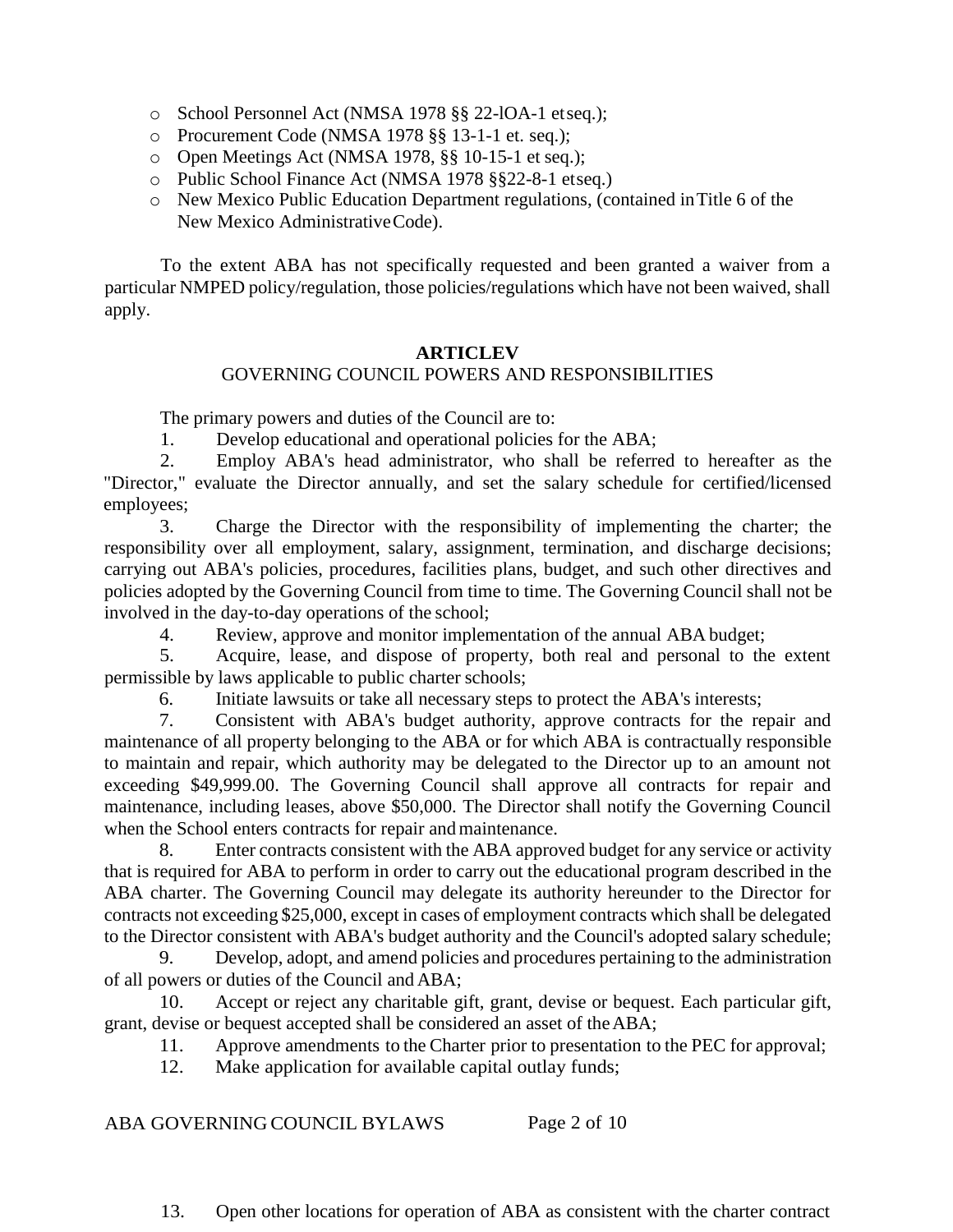- School Personnel Act (NMSA 1978 §§ 22-lOA-1 etseq.);
- Procurement Code (NMSA 1978 §§ 13-1-1 et. seq.);
- Open Meetings Act (NMSA 1978, §§ 10-15-1 et seq.);
- Public School Finance Act (NMSA 1978 §§22-8-1 etseq.)
- New Mexico Public Education Department regulations, (contained inTitle 6 of the New Mexico AdministrativeCode).

To the extent ABA has not specifically requested and been granted a waiver from a particular NMPED policy/regulation, those policies/regulations which have not been waived, shall apply.

## ARTICLEV
### GOVERNING COUNCIL POWERS AND RESPONSIBILITIES

The primary powers and duties of the Council are to:

1. Develop educational and operational policies for the ABA;
2. Employ ABA's head administrator, who shall be referred to hereafter as the "Director," evaluate the Director annually, and set the salary schedule for certified/licensed employees;
3. Charge the Director with the responsibility of implementing the charter; the responsibility over all employment, salary, assignment, termination, and discharge decisions; carrying out ABA's policies, procedures, facilities plans, budget, and such other directives and policies adopted by the Governing Council from time to time. The Governing Council shall not be involved in the day-to-day operations of the school;
4. Review, approve and monitor implementation of the annual ABA budget;
5. Acquire, lease, and dispose of property, both real and personal to the extent permissible by laws applicable to public charter schools;
6. Initiate lawsuits or take all necessary steps to protect the ABA's interests;
7. Consistent with ABA's budget authority, approve contracts for the repair and maintenance of all property belonging to the ABA or for which ABA is contractually responsible to maintain and repair, which authority may be delegated to the Director up to an amount not exceeding $49,999.00. The Governing Council shall approve all contracts for repair and maintenance, including leases, above $50,000. The Director shall notify the Governing Council when the School enters contracts for repair and maintenance.
8. Enter contracts consistent with the ABA approved budget for any service or activity that is required for ABA to perform in order to carry out the educational program described in the ABA charter. The Governing Council may delegate its authority hereunder to the Director for contracts not exceeding $25,000, except in cases of employment contracts which shall be delegated to the Director consistent with ABA's budget authority and the Council's adopted salary schedule;
9. Develop, adopt, and amend policies and procedures pertaining to the administration of all powers or duties of the Council and ABA;
10. Accept or reject any charitable gift, grant, devise or bequest. Each particular gift, grant, devise or bequest accepted shall be considered an asset of the ABA;
11. Approve amendments to the Charter prior to presentation to the PEC for approval;
12. Make application for available capital outlay funds;
13. Open other locations for operation of ABA as consistent with the charter contract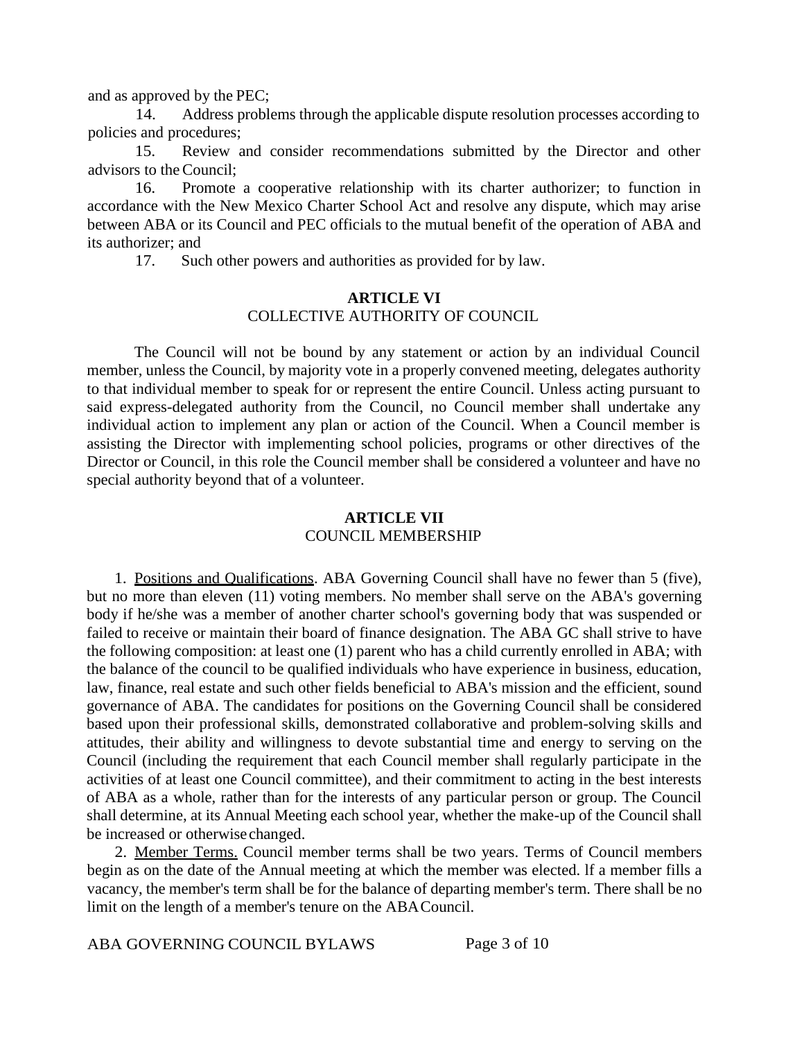and as approved by the PEC;

14. Address problems through the applicable dispute resolution processes according to policies and procedures;

15. Review and consider recommendations submitted by the Director and other advisors to the Council;

16. Promote a cooperative relationship with its charter authorizer; to function in accordance with the New Mexico Charter School Act and resolve any dispute, which may arise between ABA or its Council and PEC officials to the mutual benefit of the operation of ABA and its authorizer; and

17. Such other powers and authorities as provided for by law.

## ARTICLE VI
### COLLECTIVE AUTHORITY OF COUNCIL

The Council will not be bound by any statement or action by an individual Council member, unless the Council, by majority vote in a properly convened meeting, delegates authority to that individual member to speak for or represent the entire Council. Unless acting pursuant to said express-delegated authority from the Council, no Council member shall undertake any individual action to implement any plan or action of the Council. When a Council member is assisting the Director with implementing school policies, programs or other directives of the Director or Council, in this role the Council member shall be considered a volunteer and have no special authority beyond that of a volunteer.

## ARTICLE VII
### COUNCIL MEMBERSHIP

1. Positions and Qualifications. ABA Governing Council shall have no fewer than 5 (five), but no more than eleven (11) voting members. No member shall serve on the ABA's governing body if he/she was a member of another charter school's governing body that was suspended or failed to receive or maintain their board of finance designation. The ABA GC shall strive to have the following composition: at least one (1) parent who has a child currently enrolled in ABA; with the balance of the council to be qualified individuals who have experience in business, education, law, finance, real estate and such other fields beneficial to ABA's mission and the efficient, sound governance of ABA. The candidates for positions on the Governing Council shall be considered based upon their professional skills, demonstrated collaborative and problem-solving skills and attitudes, their ability and willingness to devote substantial time and energy to serving on the Council (including the requirement that each Council member shall regularly participate in the activities of at least one Council committee), and their commitment to acting in the best interests of ABA as a whole, rather than for the interests of any particular person or group. The Council shall determine, at its Annual Meeting each school year, whether the make-up of the Council shall be increased or otherwise changed.

2. Member Terms. Council member terms shall be two years. Terms of Council members begin as on the date of the Annual meeting at which the member was elected. lf a member fills a vacancy, the member's term shall be for the balance of departing member's term. There shall be no limit on the length of a member's tenure on the ABA Council.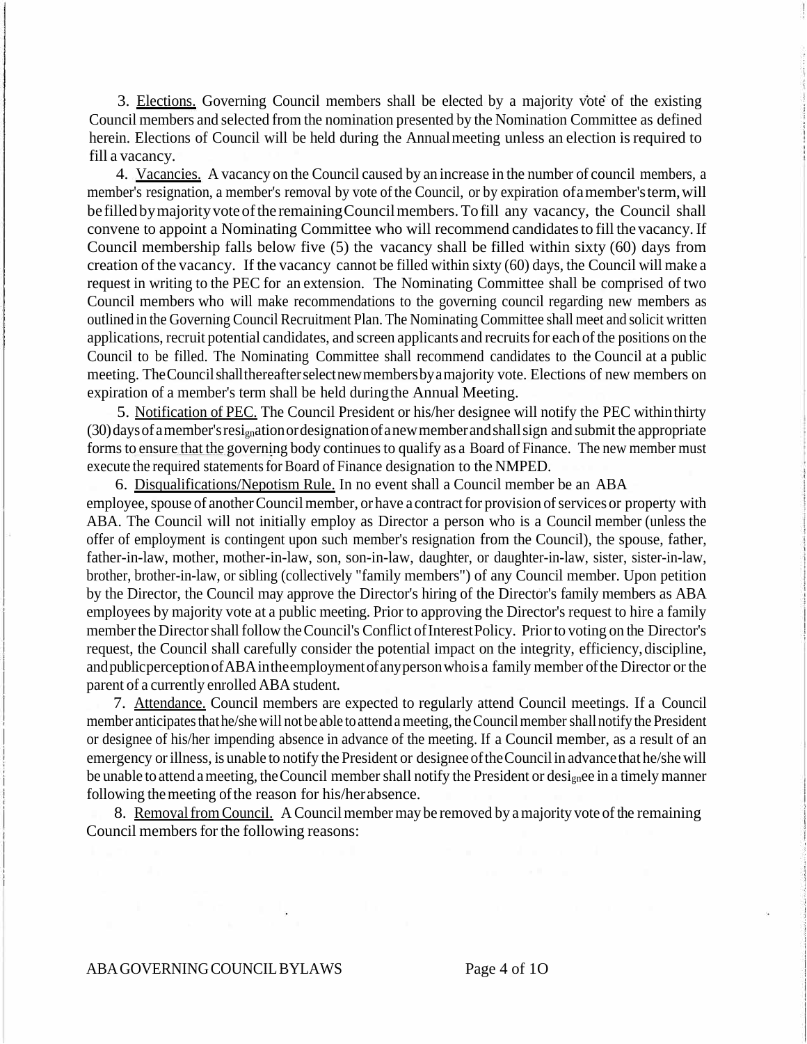3. Elections. Governing Council members shall be elected by a majority vote of the existing Council members and selected from the nomination presented by the Nomination Committee as defined herein. Elections of Council will be held during the Annual meeting unless an election is required to fill a vacancy.

4. Vacancies. A vacancy on the Council caused by an increase in the number of council members, a member's resignation, a member's removal by vote of the Council, or by expiration of a member's term, will be filled by majority vote of the remaining Council members. To fill any vacancy, the Council shall convene to appoint a Nominating Committee who will recommend candidates to fill the vacancy. If Council membership falls below five (5) the vacancy shall be filled within sixty (60) days from creation of the vacancy. If the vacancy cannot be filled within sixty (60) days, the Council will make a request in writing to the PEC for an extension. The Nominating Committee shall be comprised of two Council members who will make recommendations to the governing council regarding new members as outlined in the Governing Council Recruitment Plan. The Nominating Committee shall meet and solicit written applications, recruit potential candidates, and screen applicants and recruits for each of the positions on the Council to be filled. The Nominating Committee shall recommend candidates to the Council at a public meeting. The Council shall thereafter select new members by a majority vote. Elections of new members on expiration of a member's term shall be held during the Annual Meeting.

5. Notification of PEC. The Council President or his/her designee will notify the PEC within thirty (30) days of a member's resignation or designation of a new member and shall sign and submit the appropriate forms to ensure that the governing body continues to qualify as a Board of Finance. The new member must execute the required statements for Board of Finance designation to the NMPED.

6. Disqualifications/Nepotism Rule. In no event shall a Council member be an ABA employee, spouse of another Council member, or have a contract for provision of services or property with ABA. The Council will not initially employ as Director a person who is a Council member (unless the offer of employment is contingent upon such member's resignation from the Council), the spouse, father, father-in-law, mother, mother-in-law, son, son-in-law, daughter, or daughter-in-law, sister, sister-in-law, brother, brother-in-law, or sibling (collectively "family members") of any Council member. Upon petition by the Director, the Council may approve the Director's hiring of the Director's family members as ABA employees by majority vote at a public meeting. Prior to approving the Director's request to hire a family member the Director shall follow the Council's Conflict of Interest Policy. Prior to voting on the Director's request, the Council shall carefully consider the potential impact on the integrity, efficiency, discipline, and public perception of ABA in the employment of any person who is a family member of the Director or the parent of a currently enrolled ABA student.

7. Attendance. Council members are expected to regularly attend Council meetings. If a Council member anticipates that he/she will not be able to attend a meeting, the Council member shall notify the President or designee of his/her impending absence in advance of the meeting. If a Council member, as a result of an emergency or illness, is unable to notify the President or designee of the Council in advance that he/she will be unable to attend a meeting, the Council member shall notify the President or designee in a timely manner following the meeting of the reason for his/her absence.

8. Removal from Council. A Council member may be removed by a majority vote of the remaining Council members for the following reasons: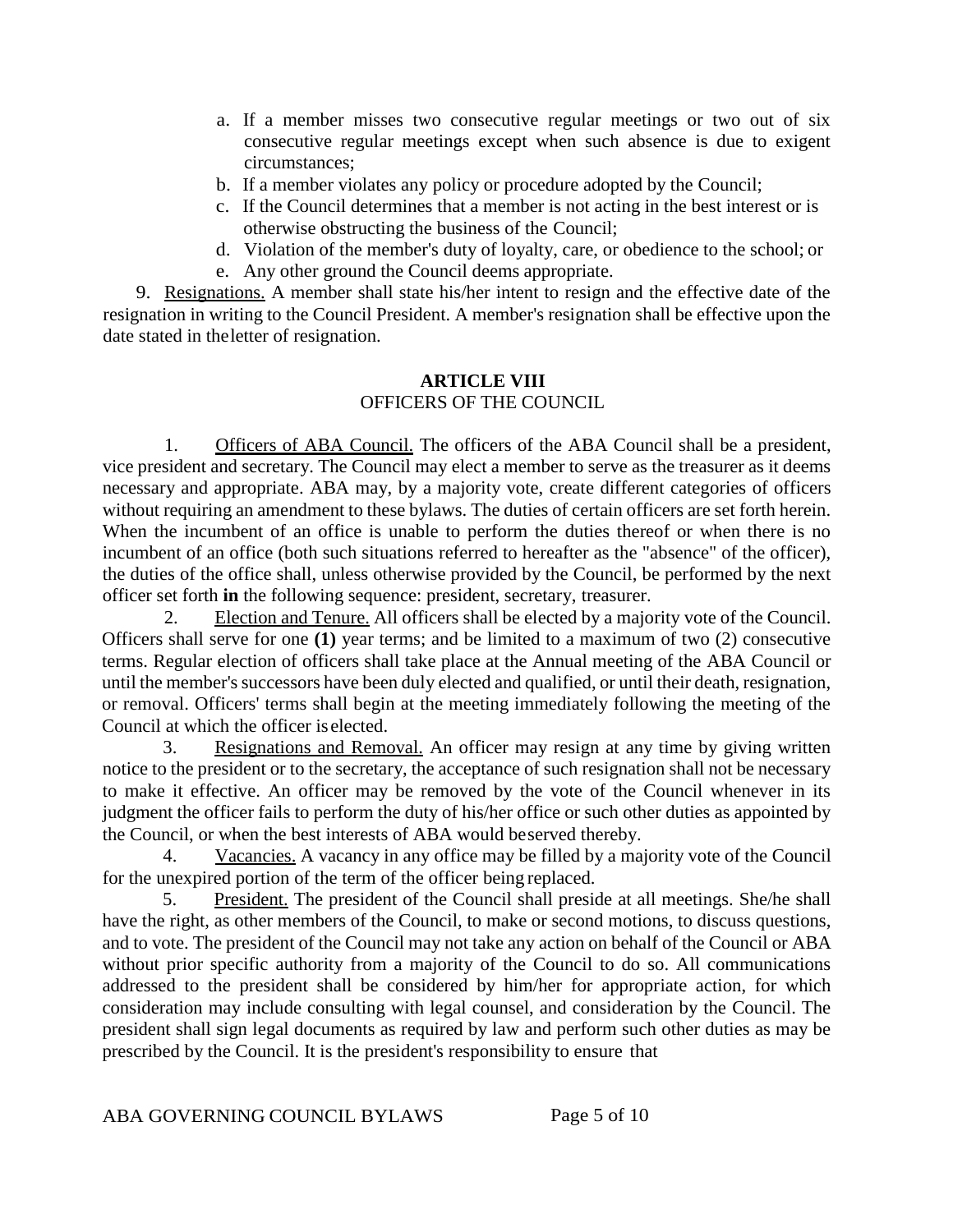a. If a member misses two consecutive regular meetings or two out of six consecutive regular meetings except when such absence is due to exigent circumstances;
b. If a member violates any policy or procedure adopted by the Council;
c. If the Council determines that a member is not acting in the best interest or is otherwise obstructing the business of the Council;
d. Violation of the member's duty of loyalty, care, or obedience to the school; or
e. Any other ground the Council deems appropriate.

9. Resignations. A member shall state his/her intent to resign and the effective date of the resignation in writing to the Council President. A member's resignation shall be effective upon the date stated in the letter of resignation.

## ARTICLE VIII
OFFICERS OF THE COUNCIL

1. Officers of ABA Council. The officers of the ABA Council shall be a president, vice president and secretary. The Council may elect a member to serve as the treasurer as it deems necessary and appropriate. ABA may, by a majority vote, create different categories of officers without requiring an amendment to these bylaws. The duties of certain officers are set forth herein. When the incumbent of an office is unable to perform the duties thereof or when there is no incumbent of an office (both such situations referred to hereafter as the "absence" of the officer), the duties of the office shall, unless otherwise provided by the Council, be performed by the next officer set forth **in** the following sequence: president, secretary, treasurer.

2. Election and Tenure. All officers shall be elected by a majority vote of the Council. Officers shall serve for one **(1)** year terms; and be limited to a maximum of two (2) consecutive terms. Regular election of officers shall take place at the Annual meeting of the ABA Council or until the member's successors have been duly elected and qualified, or until their death, resignation, or removal. Officers' terms shall begin at the meeting immediately following the meeting of the Council at which the officer is elected.

3. Resignations and Removal. An officer may resign at any time by giving written notice to the president or to the secretary, the acceptance of such resignation shall not be necessary to make it effective. An officer may be removed by the vote of the Council whenever in its judgment the officer fails to perform the duty of his/her office or such other duties as appointed by the Council, or when the best interests of ABA would be served thereby.

4. Vacancies. A vacancy in any office may be filled by a majority vote of the Council for the unexpired portion of the term of the officer being replaced.

5. President. The president of the Council shall preside at all meetings. She/he shall have the right, as other members of the Council, to make or second motions, to discuss questions, and to vote. The president of the Council may not take any action on behalf of the Council or ABA without prior specific authority from a majority of the Council to do so. All communications addressed to the president shall be considered by him/her for appropriate action, for which consideration may include consulting with legal counsel, and consideration by the Council. The president shall sign legal documents as required by law and perform such other duties as may be prescribed by the Council. It is the president's responsibility to ensure that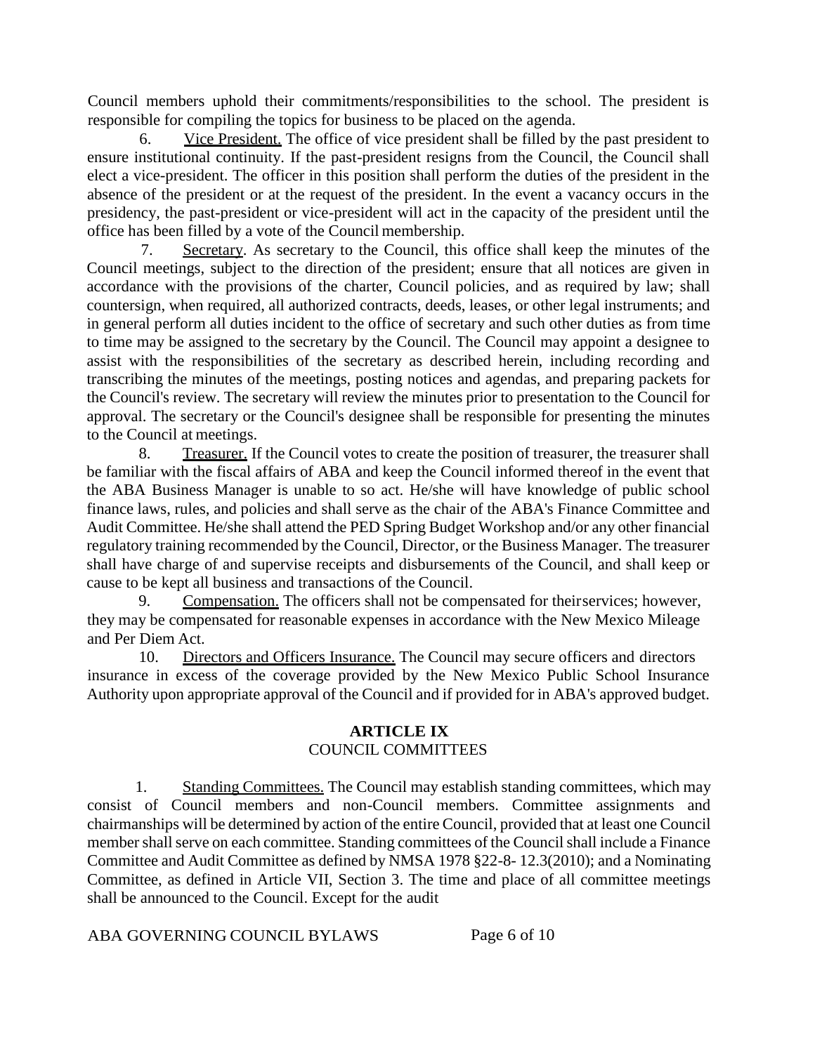Council members uphold their commitments/responsibilities to the school. The president is responsible for compiling the topics for business to be placed on the agenda.

6. Vice President. The office of vice president shall be filled by the past president to ensure institutional continuity. If the past-president resigns from the Council, the Council shall elect a vice-president. The officer in this position shall perform the duties of the president in the absence of the president or at the request of the president. In the event a vacancy occurs in the presidency, the past-president or vice-president will act in the capacity of the president until the office has been filled by a vote of the Council membership.

7. Secretary. As secretary to the Council, this office shall keep the minutes of the Council meetings, subject to the direction of the president; ensure that all notices are given in accordance with the provisions of the charter, Council policies, and as required by law; shall countersign, when required, all authorized contracts, deeds, leases, or other legal instruments; and in general perform all duties incident to the office of secretary and such other duties as from time to time may be assigned to the secretary by the Council. The Council may appoint a designee to assist with the responsibilities of the secretary as described herein, including recording and transcribing the minutes of the meetings, posting notices and agendas, and preparing packets for the Council's review. The secretary will review the minutes prior to presentation to the Council for approval. The secretary or the Council's designee shall be responsible for presenting the minutes to the Council at meetings.

8. Treasurer. If the Council votes to create the position of treasurer, the treasurer shall be familiar with the fiscal affairs of ABA and keep the Council informed thereof in the event that the ABA Business Manager is unable to so act. He/she will have knowledge of public school finance laws, rules, and policies and shall serve as the chair of the ABA's Finance Committee and Audit Committee. He/she shall attend the PED Spring Budget Workshop and/or any other financial regulatory training recommended by the Council, Director, or the Business Manager. The treasurer shall have charge of and supervise receipts and disbursements of the Council, and shall keep or cause to be kept all business and transactions of the Council.

9. Compensation. The officers shall not be compensated for theirservices; however, they may be compensated for reasonable expenses in accordance with the New Mexico Mileage and Per Diem Act.

10. Directors and Officers Insurance. The Council may secure officers and directors insurance in excess of the coverage provided by the New Mexico Public School Insurance Authority upon appropriate approval of the Council and if provided for in ABA's approved budget.

## ARTICLE IX
COUNCIL COMMITTEES

1. Standing Committees. The Council may establish standing committees, which may consist of Council members and non-Council members. Committee assignments and chairmanships will be determined by action of the entire Council, provided that at least one Council member shall serve on each committee. Standing committees of the Council shall include a Finance Committee and Audit Committee as defined by NMSA 1978 §22-8- 12.3(2010); and a Nominating Committee, as defined in Article VII, Section 3. The time and place of all committee meetings shall be announced to the Council. Except for the audit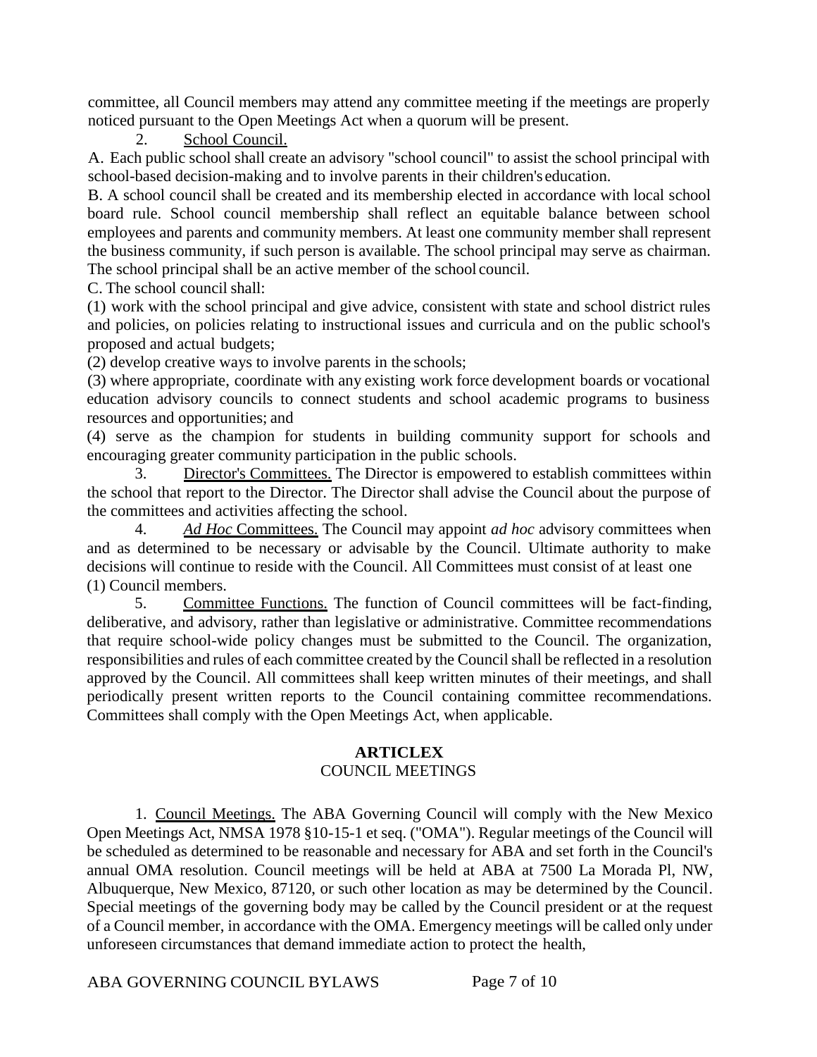committee, all Council members may attend any committee meeting if the meetings are properly noticed pursuant to the Open Meetings Act when a quorum will be present.

2. <u>School Council.</u>

A. Each public school shall create an advisory "school council" to assist the school principal with school-based decision-making and to involve parents in their children's education.

B. A school council shall be created and its membership elected in accordance with local school board rule. School council membership shall reflect an equitable balance between school employees and parents and community members. At least one community member shall represent the business community, if such person is available. The school principal may serve as chairman. The school principal shall be an active member of the school council.

C. The school council shall:

(1) work with the school principal and give advice, consistent with state and school district rules and policies, on policies relating to instructional issues and curricula and on the public school's proposed and actual budgets;

(2) develop creative ways to involve parents in the schools;

(3) where appropriate, coordinate with any existing work force development boards or vocational education advisory councils to connect students and school academic programs to business resources and opportunities; and

(4) serve as the champion for students in building community support for schools and encouraging greater community participation in the public schools.

3. <u>Director's Committees.</u> The Director is empowered to establish committees within the school that report to the Director. The Director shall advise the Council about the purpose of the committees and activities affecting the school.

4. <u>*Ad Hoc* Committees.</u> The Council may appoint *ad hoc* advisory committees when and as determined to be necessary or advisable by the Council. Ultimate authority to make decisions will continue to reside with the Council. All Committees must consist of at least one (1) Council members.

5. <u>Committee Functions.</u> The function of Council committees will be fact-finding, deliberative, and advisory, rather than legislative or administrative. Committee recommendations that require school-wide policy changes must be submitted to the Council. The organization, responsibilities and rules of each committee created by the Council shall be reflected in a resolution approved by the Council. All committees shall keep written minutes of their meetings, and shall periodically present written reports to the Council containing committee recommendations. Committees shall comply with the Open Meetings Act, when applicable.

## ARTICLEX
## COUNCIL MEETINGS

1. <u>Council Meetings.</u> The ABA Governing Council will comply with the New Mexico Open Meetings Act, NMSA 1978 §10-15-1 et seq. ("OMA"). Regular meetings of the Council will be scheduled as determined to be reasonable and necessary for ABA and set forth in the Council's annual OMA resolution. Council meetings will be held at ABA at 7500 La Morada Pl, NW, Albuquerque, New Mexico, 87120, or such other location as may be determined by the Council. Special meetings of the governing body may be called by the Council president or at the request of a Council member, in accordance with the OMA. Emergency meetings will be called only under unforeseen circumstances that demand immediate action to protect the health,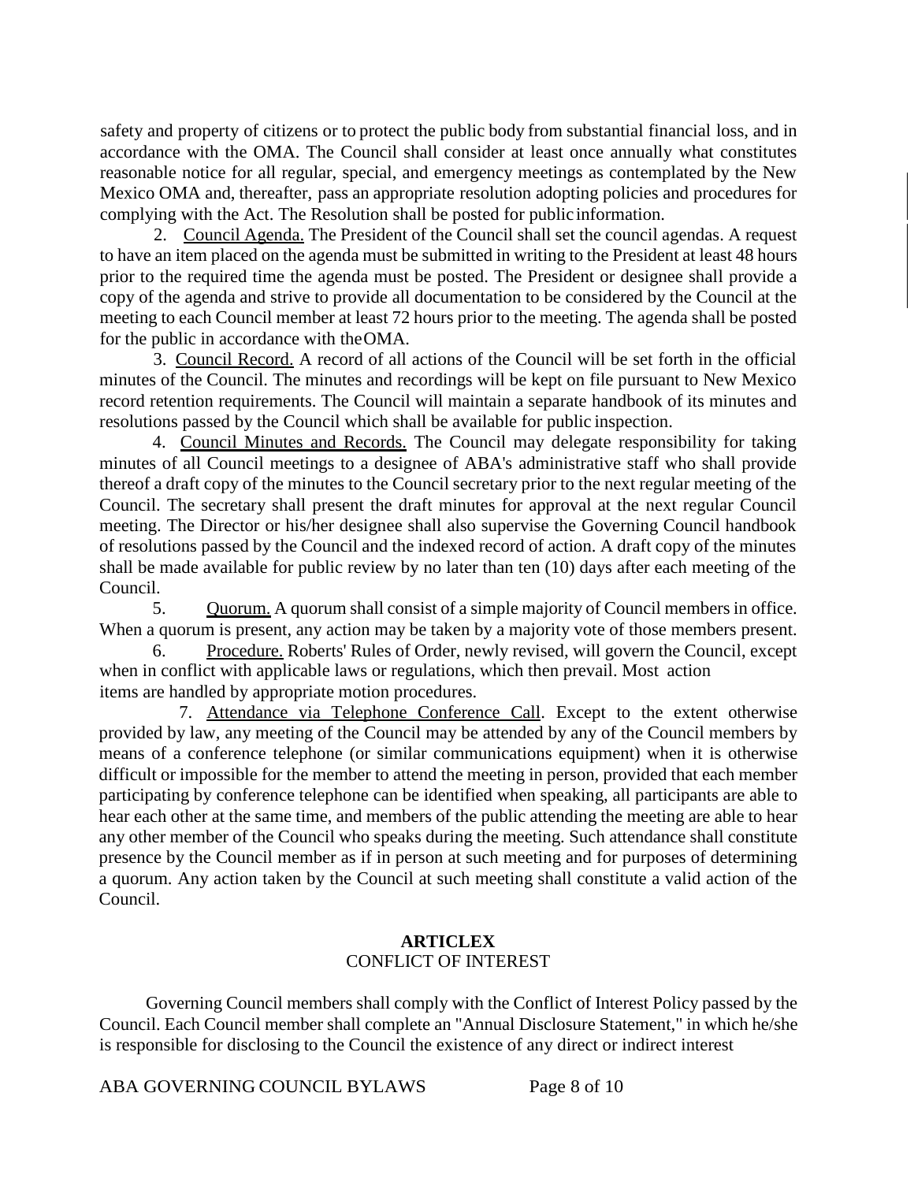safety and property of citizens or to protect the public body from substantial financial loss, and in accordance with the OMA. The Council shall consider at least once annually what constitutes reasonable notice for all regular, special, and emergency meetings as contemplated by the New Mexico OMA and, thereafter, pass an appropriate resolution adopting policies and procedures for complying with the Act. The Resolution shall be posted for public information.

2. Council Agenda. The President of the Council shall set the council agendas. A request to have an item placed on the agenda must be submitted in writing to the President at least 48 hours prior to the required time the agenda must be posted. The President or designee shall provide a copy of the agenda and strive to provide all documentation to be considered by the Council at the meeting to each Council member at least 72 hours prior to the meeting. The agenda shall be posted for the public in accordance with the OMA.

3. Council Record. A record of all actions of the Council will be set forth in the official minutes of the Council. The minutes and recordings will be kept on file pursuant to New Mexico record retention requirements. The Council will maintain a separate handbook of its minutes and resolutions passed by the Council which shall be available for public inspection.

4. Council Minutes and Records. The Council may delegate responsibility for taking minutes of all Council meetings to a designee of ABA's administrative staff who shall provide thereof a draft copy of the minutes to the Council secretary prior to the next regular meeting of the Council. The secretary shall present the draft minutes for approval at the next regular Council meeting. The Director or his/her designee shall also supervise the Governing Council handbook of resolutions passed by the Council and the indexed record of action. A draft copy of the minutes shall be made available for public review by no later than ten (10) days after each meeting of the Council.

5. Quorum. A quorum shall consist of a simple majority of Council members in office. When a quorum is present, any action may be taken by a majority vote of those members present.

6. Procedure. Roberts' Rules of Order, newly revised, will govern the Council, except when in conflict with applicable laws or regulations, which then prevail. Most action items are handled by appropriate motion procedures.

7. Attendance via Telephone Conference Call. Except to the extent otherwise provided by law, any meeting of the Council may be attended by any of the Council members by means of a conference telephone (or similar communications equipment) when it is otherwise difficult or impossible for the member to attend the meeting in person, provided that each member participating by conference telephone can be identified when speaking, all participants are able to hear each other at the same time, and members of the public attending the meeting are able to hear any other member of the Council who speaks during the meeting. Such attendance shall constitute presence by the Council member as if in person at such meeting and for purposes of determining a quorum. Any action taken by the Council at such meeting shall constitute a valid action of the Council.

## ARTICLE X
CONFLICT OF INTEREST

Governing Council members shall comply with the Conflict of Interest Policy passed by the Council. Each Council member shall complete an "Annual Disclosure Statement," in which he/she is responsible for disclosing to the Council the existence of any direct or indirect interest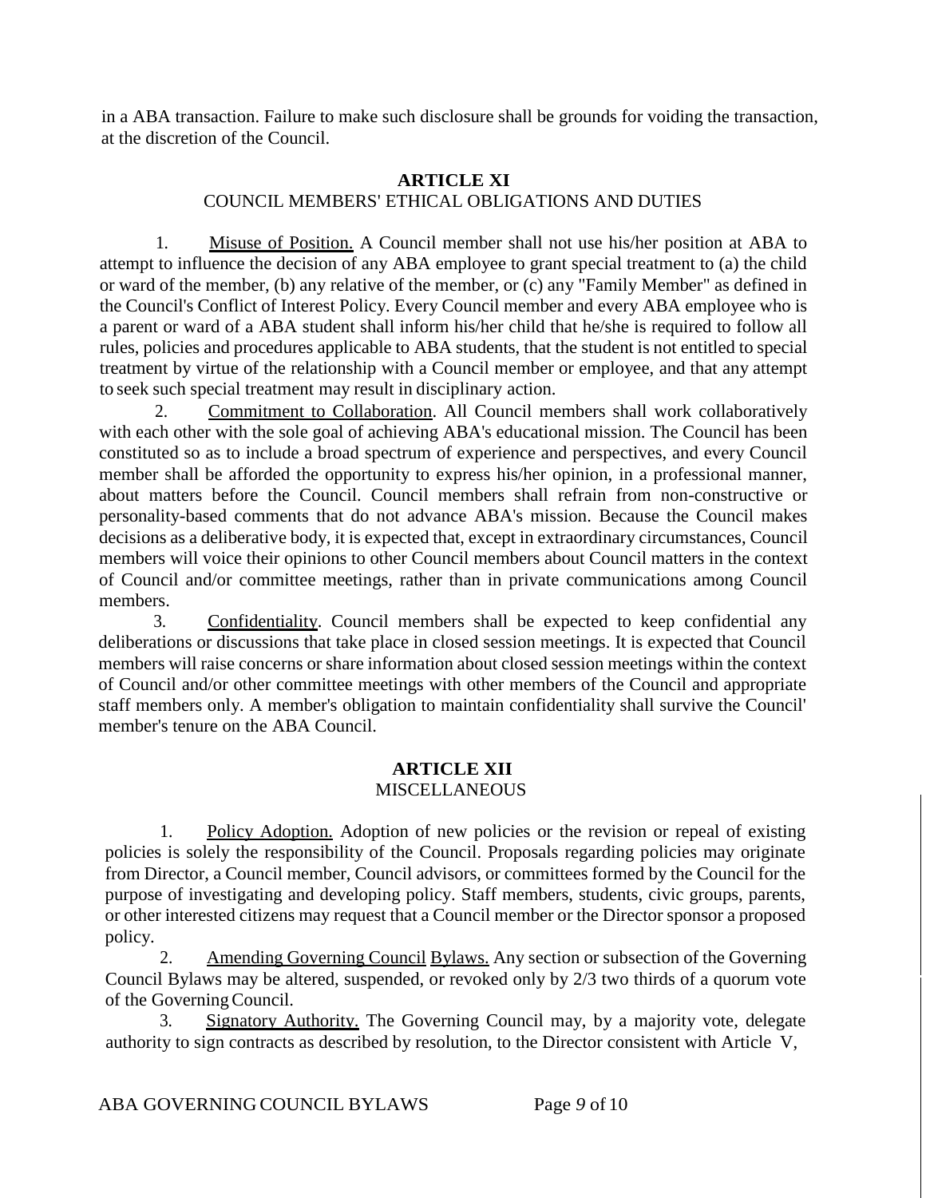in a ABA transaction. Failure to make such disclosure shall be grounds for voiding the transaction, at the discretion of the Council.

## ARTICLE XI
### COUNCIL MEMBERS' ETHICAL OBLIGATIONS AND DUTIES

1. <u>Misuse of Position.</u> A Council member shall not use his/her position at ABA to attempt to influence the decision of any ABA employee to grant special treatment to (a) the child or ward of the member, (b) any relative of the member, or (c) any "Family Member" as defined in the Council's Conflict of Interest Policy. Every Council member and every ABA employee who is a parent or ward of a ABA student shall inform his/her child that he/she is required to follow all rules, policies and procedures applicable to ABA students, that the student is not entitled to special treatment by virtue of the relationship with a Council member or employee, and that any attempt to seek such special treatment may result in disciplinary action.

2. <u>Commitment to Collaboration</u>. All Council members shall work collaboratively with each other with the sole goal of achieving ABA's educational mission. The Council has been constituted so as to include a broad spectrum of experience and perspectives, and every Council member shall be afforded the opportunity to express his/her opinion, in a professional manner, about matters before the Council. Council members shall refrain from non-constructive or personality-based comments that do not advance ABA's mission. Because the Council makes decisions as a deliberative body, it is expected that, except in extraordinary circumstances, Council members will voice their opinions to other Council members about Council matters in the context of Council and/or committee meetings, rather than in private communications among Council members.

3. <u>Confidentiality</u>. Council members shall be expected to keep confidential any deliberations or discussions that take place in closed session meetings. It is expected that Council members will raise concerns or share information about closed session meetings within the context of Council and/or other committee meetings with other members of the Council and appropriate staff members only. A member's obligation to maintain confidentiality shall survive the Council' member's tenure on the ABA Council.

## ARTICLE XII
### MISCELLANEOUS

1. <u>Policy Adoption.</u> Adoption of new policies or the revision or repeal of existing policies is solely the responsibility of the Council. Proposals regarding policies may originate from Director, a Council member, Council advisors, or committees formed by the Council for the purpose of investigating and developing policy. Staff members, students, civic groups, parents, or other interested citizens may request that a Council member or the Director sponsor a proposed policy.

2. <u>Amending Governing Council Bylaws.</u> Any section or subsection of the Governing Council Bylaws may be altered, suspended, or revoked only by 2/3 two thirds of a quorum vote of the Governing Council.

3. <u>Signatory Authority.</u> The Governing Council may, by a majority vote, delegate authority to sign contracts as described by resolution, to the Director consistent with Article V,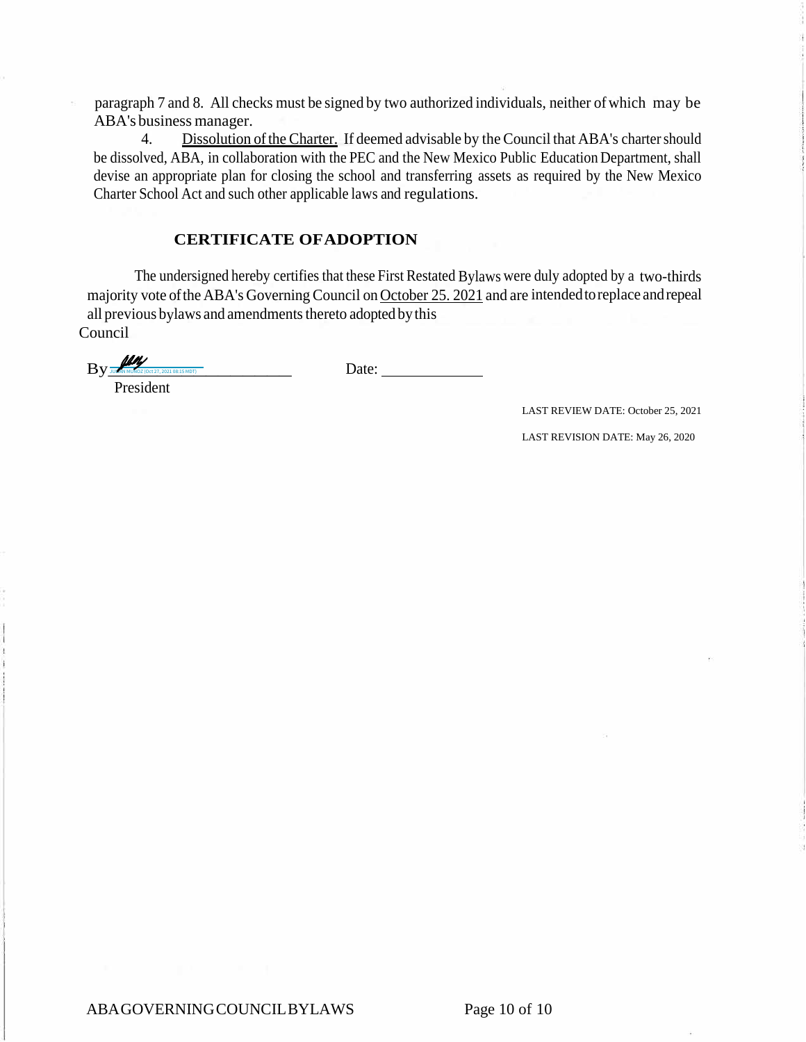paragraph 7 and 8. All checks must be signed by two authorized individuals, neither of which may be ABA's business manager.

4. Dissolution of the Charter. If deemed advisable by the Council that ABA's charter should be dissolved, ABA, in collaboration with the PEC and the New Mexico Public Education Department, shall devise an appropriate plan for closing the school and transferring assets as required by the New Mexico Charter School Act and such other applicable laws and regulations.

## CERTIFICATE OF ADOPTION

The undersigned hereby certifies that these First Restated Bylaws were duly adopted by a two-thirds majority vote of the ABA's Governing Council on October 25. 2021 and are intended to replace and repeal all previous bylaws and amendments thereto adopted by this Council

By ______________________ JUAN MUÑOZ (Oct 27, 2021 08:15 MDT)　　　　Date: ____________

President

LAST REVIEW DATE: October 25, 2021

LAST REVISION DATE: May 26, 2020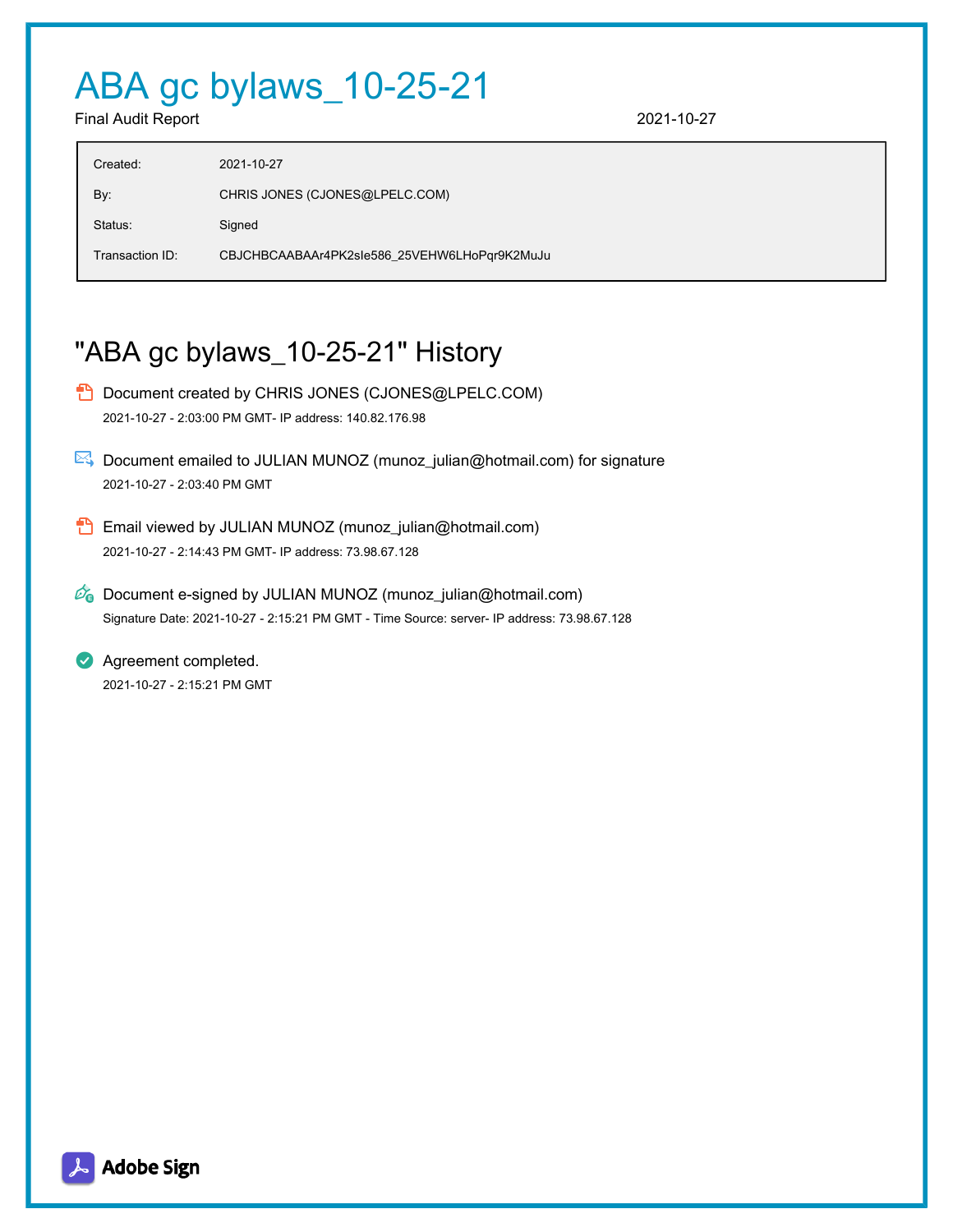# ABA gc bylaws_10-25-21

Final Audit Report 2021-10-27

| | |
|---|---|
| Created: | 2021-10-27 |
| By: | CHRIS JONES (CJONES@LPELC.COM) |
| Status: | Signed |
| Transaction ID: | CBJCHBCAABAAr4PK2sIe586_25VEHW6LHoPqr9K2MuJu |

## "ABA gc bylaws_10-25-21" History

- Document created by CHRIS JONES (CJONES@LPELC.COM)
  2021-10-27 - 2:03:00 PM GMT- IP address: 140.82.176.98

- Document emailed to JULIAN MUNOZ (munoz_julian@hotmail.com) for signature
  2021-10-27 - 2:03:40 PM GMT

- Email viewed by JULIAN MUNOZ (munoz_julian@hotmail.com)
  2021-10-27 - 2:14:43 PM GMT- IP address: 73.98.67.128

- Document e-signed by JULIAN MUNOZ (munoz_julian@hotmail.com)
  Signature Date: 2021-10-27 - 2:15:21 PM GMT - Time Source: server- IP address: 73.98.67.128

- Agreement completed.
  2021-10-27 - 2:15:21 PM GMT

Adobe Sign